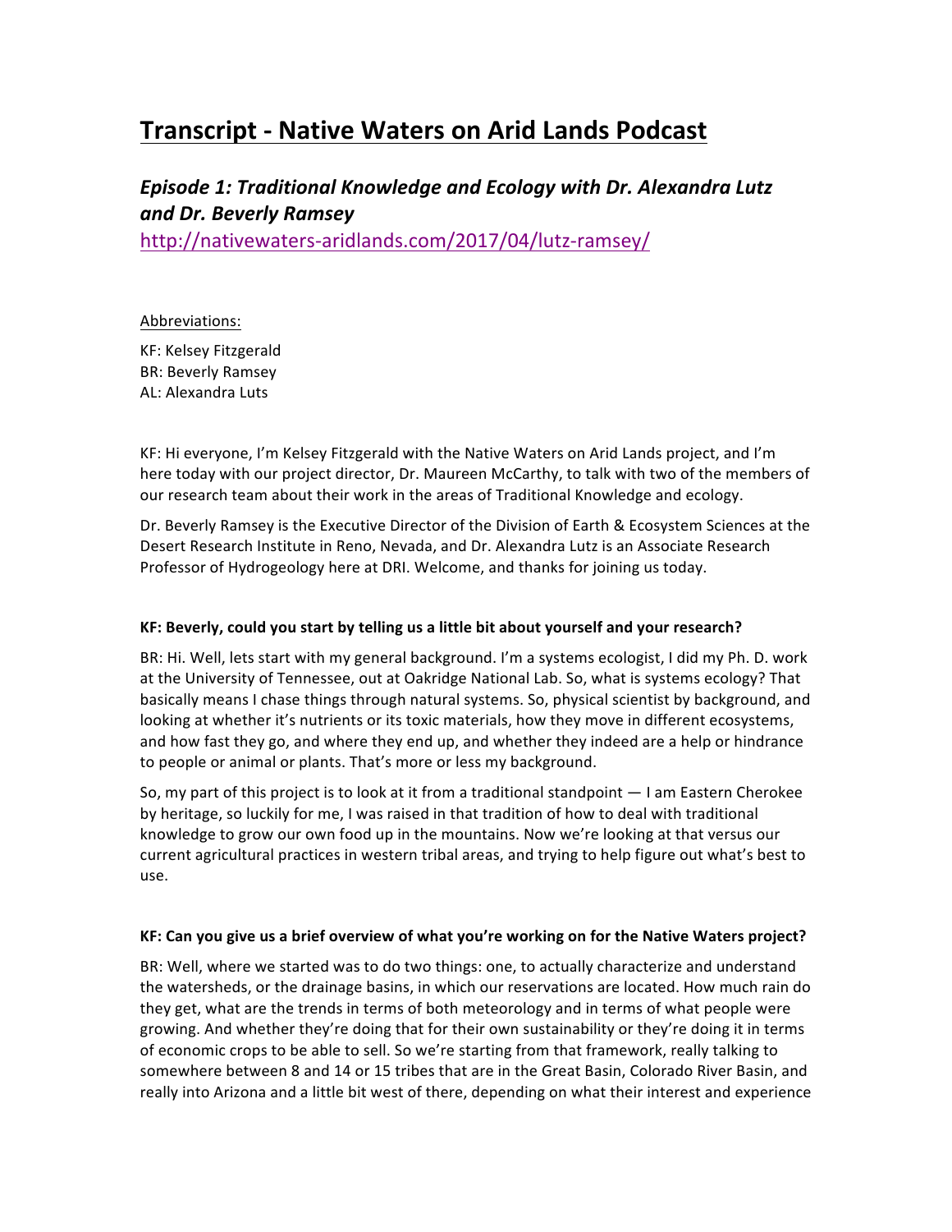# Transcript - Native Waters on Arid Lands Podcast

## *Episode 1: Traditional Knowledge and Ecology with Dr. Alexandra Lutz and Dr. Beverly Ramsey*

http://nativewaters-aridlands.com/2017/04/lutz-ramsey/

Abbreviations:

KF: Kelsey Fitzgerald
BR: Beverly Ramsey
AL: Alexandra Luts

KF: Hi everyone, I'm Kelsey Fitzgerald with the Native Waters on Arid Lands project, and I'm here today with our project director, Dr. Maureen McCarthy, to talk with two of the members of our research team about their work in the areas of Traditional Knowledge and ecology.

Dr. Beverly Ramsey is the Executive Director of the Division of Earth & Ecosystem Sciences at the Desert Research Institute in Reno, Nevada, and Dr. Alexandra Lutz is an Associate Research Professor of Hydrogeology here at DRI. Welcome, and thanks for joining us today.

**KF: Beverly, could you start by telling us a little bit about yourself and your research?**

BR: Hi. Well, lets start with my general background. I'm a systems ecologist, I did my Ph. D. work at the University of Tennessee, out at Oakridge National Lab. So, what is systems ecology? That basically means I chase things through natural systems. So, physical scientist by background, and looking at whether it's nutrients or its toxic materials, how they move in different ecosystems, and how fast they go, and where they end up, and whether they indeed are a help or hindrance to people or animal or plants. That's more or less my background.

So, my part of this project is to look at it from a traditional standpoint — I am Eastern Cherokee by heritage, so luckily for me, I was raised in that tradition of how to deal with traditional knowledge to grow our own food up in the mountains. Now we're looking at that versus our current agricultural practices in western tribal areas, and trying to help figure out what's best to use.

**KF: Can you give us a brief overview of what you're working on for the Native Waters project?**

BR: Well, where we started was to do two things: one, to actually characterize and understand the watersheds, or the drainage basins, in which our reservations are located. How much rain do they get, what are the trends in terms of both meteorology and in terms of what people were growing. And whether they're doing that for their own sustainability or they're doing it in terms of economic crops to be able to sell. So we're starting from that framework, really talking to somewhere between 8 and 14 or 15 tribes that are in the Great Basin, Colorado River Basin, and really into Arizona and a little bit west of there, depending on what their interest and experience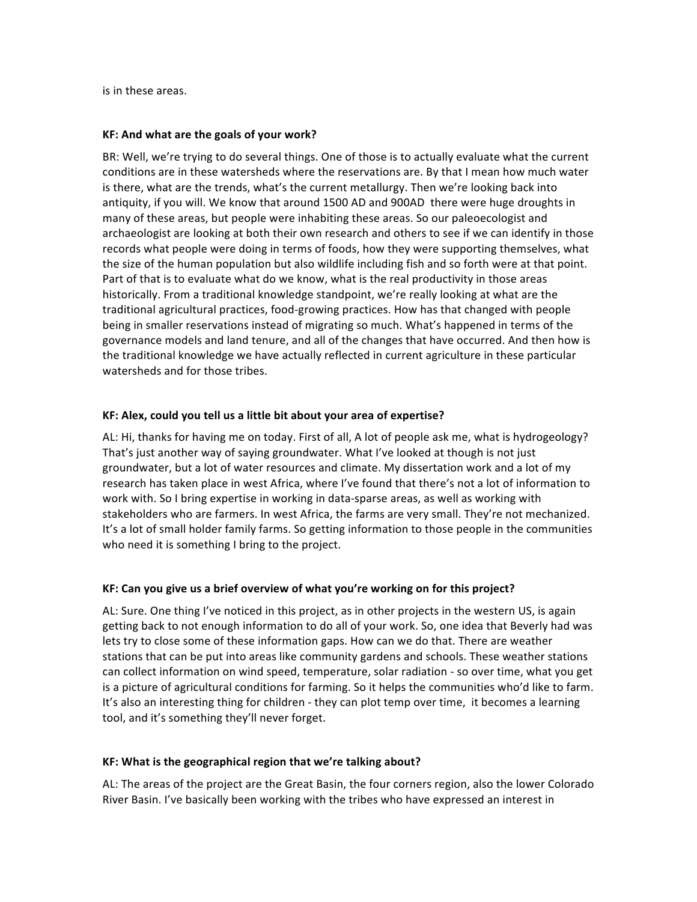is in these areas.

**KF: And what are the goals of your work?**

BR: Well, we're trying to do several things. One of those is to actually evaluate what the current conditions are in these watersheds where the reservations are. By that I mean how much water is there, what are the trends, what's the current metallurgy. Then we're looking back into antiquity, if you will. We know that around 1500 AD and 900AD there were huge droughts in many of these areas, but people were inhabiting these areas. So our paleoecologist and archaeologist are looking at both their own research and others to see if we can identify in those records what people were doing in terms of foods, how they were supporting themselves, what the size of the human population but also wildlife including fish and so forth were at that point. Part of that is to evaluate what do we know, what is the real productivity in those areas historically. From a traditional knowledge standpoint, we're really looking at what are the traditional agricultural practices, food-growing practices. How has that changed with people being in smaller reservations instead of migrating so much. What's happened in terms of the governance models and land tenure, and all of the changes that have occurred. And then how is the traditional knowledge we have actually reflected in current agriculture in these particular watersheds and for those tribes.

**KF: Alex, could you tell us a little bit about your area of expertise?**

AL: Hi, thanks for having me on today. First of all, A lot of people ask me, what is hydrogeology? That's just another way of saying groundwater. What I've looked at though is not just groundwater, but a lot of water resources and climate. My dissertation work and a lot of my research has taken place in west Africa, where I've found that there's not a lot of information to work with. So I bring expertise in working in data-sparse areas, as well as working with stakeholders who are farmers. In west Africa, the farms are very small. They're not mechanized. It's a lot of small holder family farms. So getting information to those people in the communities who need it is something I bring to the project.

**KF: Can you give us a brief overview of what you're working on for this project?**

AL: Sure. One thing I've noticed in this project, as in other projects in the western US, is again getting back to not enough information to do all of your work. So, one idea that Beverly had was lets try to close some of these information gaps. How can we do that. There are weather stations that can be put into areas like community gardens and schools. These weather stations can collect information on wind speed, temperature, solar radiation - so over time, what you get is a picture of agricultural conditions for farming. So it helps the communities who'd like to farm. It's also an interesting thing for children - they can plot temp over time, it becomes a learning tool, and it's something they'll never forget.

**KF: What is the geographical region that we're talking about?**

AL: The areas of the project are the Great Basin, the four corners region, also the lower Colorado River Basin. I've basically been working with the tribes who have expressed an interest in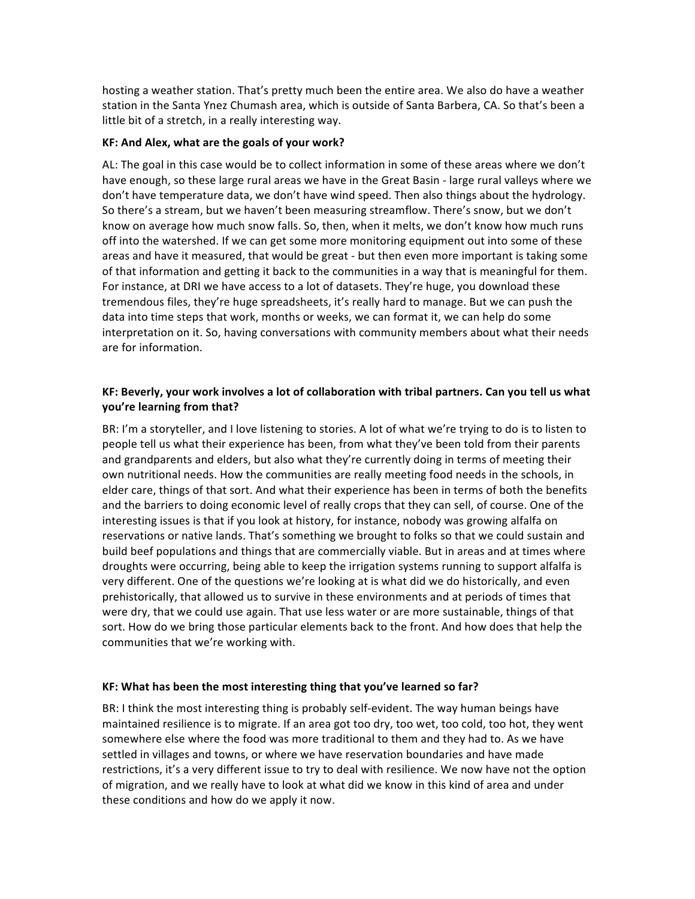hosting a weather station. That's pretty much been the entire area. We also do have a weather station in the Santa Ynez Chumash area, which is outside of Santa Barbera, CA. So that's been a little bit of a stretch, in a really interesting way.

**KF: And Alex, what are the goals of your work?**

AL: The goal in this case would be to collect information in some of these areas where we don't have enough, so these large rural areas we have in the Great Basin - large rural valleys where we don't have temperature data, we don't have wind speed. Then also things about the hydrology. So there's a stream, but we haven't been measuring streamflow. There's snow, but we don't know on average how much snow falls. So, then, when it melts, we don't know how much runs off into the watershed. If we can get some more monitoring equipment out into some of these areas and have it measured, that would be great - but then even more important is taking some of that information and getting it back to the communities in a way that is meaningful for them. For instance, at DRI we have access to a lot of datasets. They're huge, you download these tremendous files, they're huge spreadsheets, it's really hard to manage. But we can push the data into time steps that work, months or weeks, we can format it, we can help do some interpretation on it. So, having conversations with community members about what their needs are for information.

**KF: Beverly, your work involves a lot of collaboration with tribal partners. Can you tell us what you're learning from that?**

BR: I'm a storyteller, and I love listening to stories. A lot of what we're trying to do is to listen to people tell us what their experience has been, from what they've been told from their parents and grandparents and elders, but also what they're currently doing in terms of meeting their own nutritional needs. How the communities are really meeting food needs in the schools, in elder care, things of that sort. And what their experience has been in terms of both the benefits and the barriers to doing economic level of really crops that they can sell, of course. One of the interesting issues is that if you look at history, for instance, nobody was growing alfalfa on reservations or native lands. That's something we brought to folks so that we could sustain and build beef populations and things that are commercially viable. But in areas and at times where droughts were occurring, being able to keep the irrigation systems running to support alfalfa is very different. One of the questions we're looking at is what did we do historically, and even prehistorically, that allowed us to survive in these environments and at periods of times that were dry, that we could use again. That use less water or are more sustainable, things of that sort. How do we bring those particular elements back to the front. And how does that help the communities that we're working with.

**KF: What has been the most interesting thing that you've learned so far?**

BR: I think the most interesting thing is probably self-evident. The way human beings have maintained resilience is to migrate. If an area got too dry, too wet, too cold, too hot, they went somewhere else where the food was more traditional to them and they had to. As we have settled in villages and towns, or where we have reservation boundaries and have made restrictions, it's a very different issue to try to deal with resilience. We now have not the option of migration, and we really have to look at what did we know in this kind of area and under these conditions and how do we apply it now.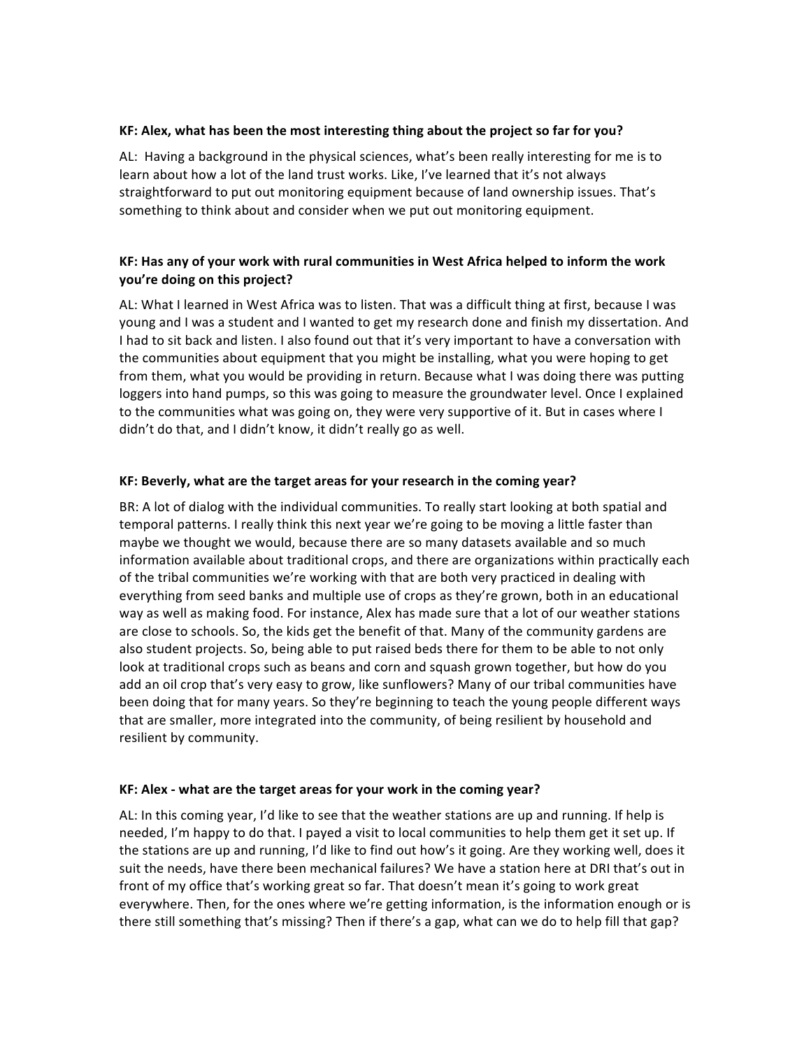**KF: Alex, what has been the most interesting thing about the project so far for you?**

AL: Having a background in the physical sciences, what's been really interesting for me is to learn about how a lot of the land trust works. Like, I've learned that it's not always straightforward to put out monitoring equipment because of land ownership issues. That's something to think about and consider when we put out monitoring equipment.

**KF: Has any of your work with rural communities in West Africa helped to inform the work you're doing on this project?**

AL: What I learned in West Africa was to listen. That was a difficult thing at first, because I was young and I was a student and I wanted to get my research done and finish my dissertation. And I had to sit back and listen. I also found out that it's very important to have a conversation with the communities about equipment that you might be installing, what you were hoping to get from them, what you would be providing in return. Because what I was doing there was putting loggers into hand pumps, so this was going to measure the groundwater level. Once I explained to the communities what was going on, they were very supportive of it. But in cases where I didn't do that, and I didn't know, it didn't really go as well.

**KF: Beverly, what are the target areas for your research in the coming year?**

BR: A lot of dialog with the individual communities. To really start looking at both spatial and temporal patterns. I really think this next year we're going to be moving a little faster than maybe we thought we would, because there are so many datasets available and so much information available about traditional crops, and there are organizations within practically each of the tribal communities we're working with that are both very practiced in dealing with everything from seed banks and multiple use of crops as they're grown, both in an educational way as well as making food. For instance, Alex has made sure that a lot of our weather stations are close to schools. So, the kids get the benefit of that. Many of the community gardens are also student projects. So, being able to put raised beds there for them to be able to not only look at traditional crops such as beans and corn and squash grown together, but how do you add an oil crop that's very easy to grow, like sunflowers? Many of our tribal communities have been doing that for many years. So they're beginning to teach the young people different ways that are smaller, more integrated into the community, of being resilient by household and resilient by community.

**KF: Alex - what are the target areas for your work in the coming year?**

AL: In this coming year, I'd like to see that the weather stations are up and running. If help is needed, I'm happy to do that. I payed a visit to local communities to help them get it set up. If the stations are up and running, I'd like to find out how's it going. Are they working well, does it suit the needs, have there been mechanical failures? We have a station here at DRI that's out in front of my office that's working great so far. That doesn't mean it's going to work great everywhere. Then, for the ones where we're getting information, is the information enough or is there still something that's missing? Then if there's a gap, what can we do to help fill that gap?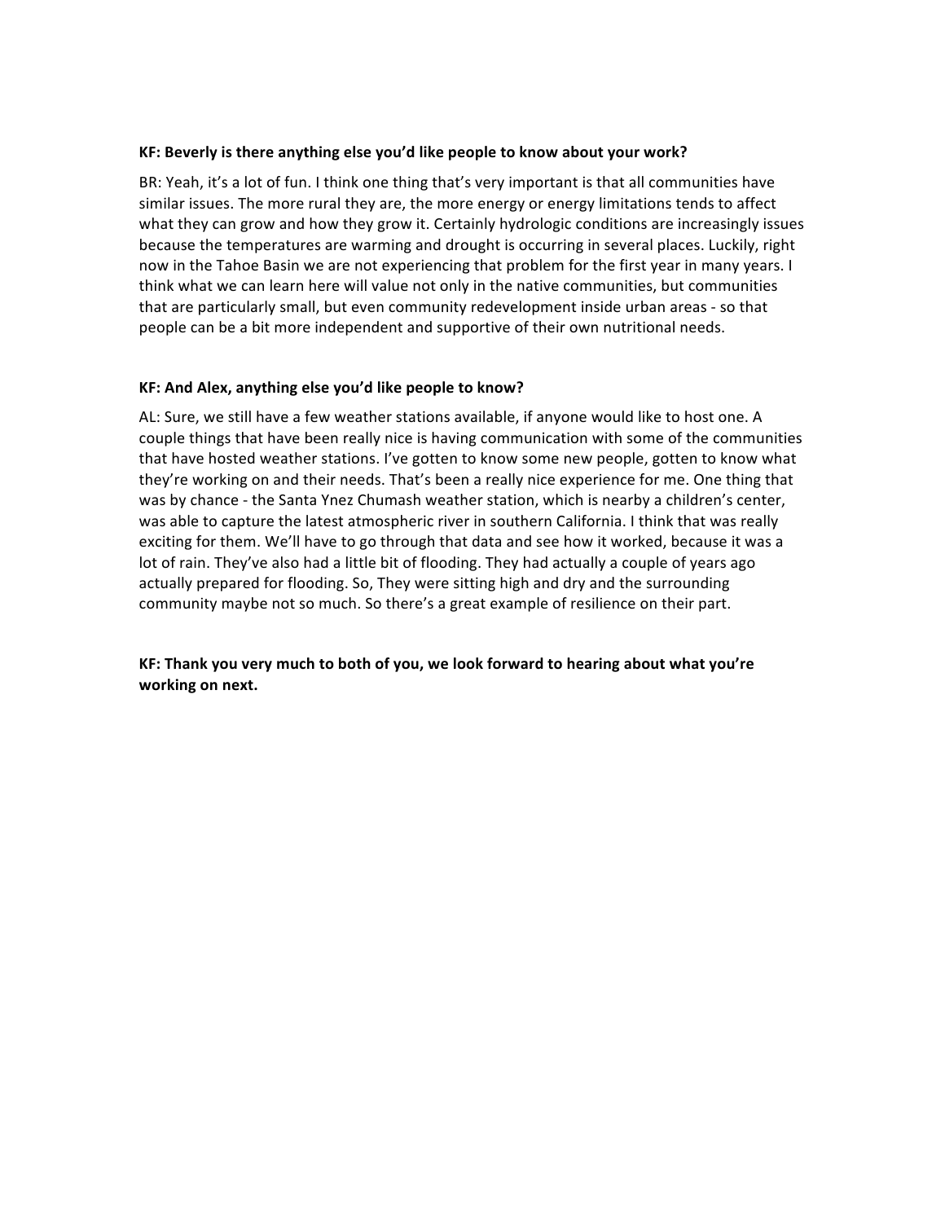**KF: Beverly is there anything else you'd like people to know about your work?**

BR: Yeah, it's a lot of fun. I think one thing that's very important is that all communities have similar issues. The more rural they are, the more energy or energy limitations tends to affect what they can grow and how they grow it. Certainly hydrologic conditions are increasingly issues because the temperatures are warming and drought is occurring in several places. Luckily, right now in the Tahoe Basin we are not experiencing that problem for the first year in many years. I think what we can learn here will value not only in the native communities, but communities that are particularly small, but even community redevelopment inside urban areas - so that people can be a bit more independent and supportive of their own nutritional needs.

**KF: And Alex, anything else you'd like people to know?**

AL: Sure, we still have a few weather stations available, if anyone would like to host one. A couple things that have been really nice is having communication with some of the communities that have hosted weather stations. I've gotten to know some new people, gotten to know what they're working on and their needs. That's been a really nice experience for me. One thing that was by chance - the Santa Ynez Chumash weather station, which is nearby a children's center, was able to capture the latest atmospheric river in southern California. I think that was really exciting for them. We'll have to go through that data and see how it worked, because it was a lot of rain. They've also had a little bit of flooding. They had actually a couple of years ago actually prepared for flooding. So, They were sitting high and dry and the surrounding community maybe not so much. So there's a great example of resilience on their part.

**KF: Thank you very much to both of you, we look forward to hearing about what you're working on next.**